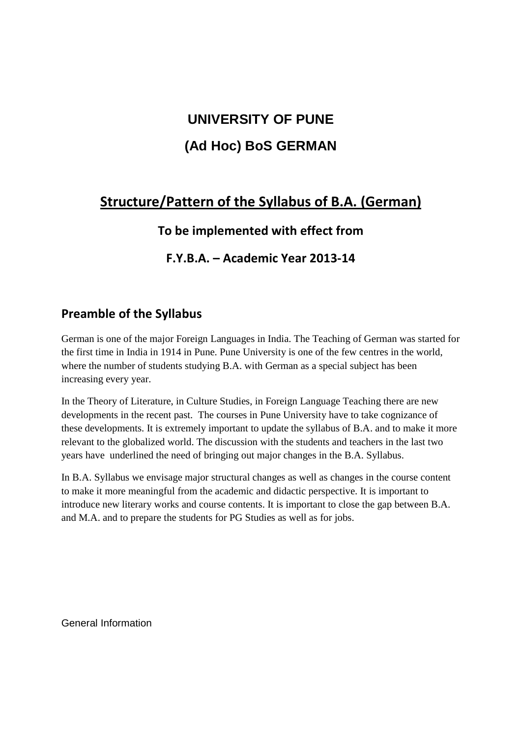# UNIVERSITY OF PUNE

# (Ad Hoc) BoS GERMAN

## Structure/Pattern of the Syllabus of B.A. (German)

### To be implemented with effect from

### F.Y.B.A. – Academic Year 2013-14

## Preamble of the Syllabus

German is one of the major Foreign Languages in India. The Teaching of German was started for the first time in India in 1914 in Pune. Pune University is one of the few centres in the world, where the number of students studying B.A. with German as a special subject has been increasing every year.

In the Theory of Literature, in Culture Studies, in Foreign Language Teaching there are new developments in the recent past. The courses in Pune University have to take cognizance of these developments. It is extremely important to update the syllabus of B.A. and to make it more relevant to the globalized world. The discussion with the students and teachers in the last two years have underlined the need of bringing out major changes in the B.A. Syllabus.

In B.A. Syllabus we envisage major structural changes as well as changes in the course content to make it more meaningful from the academic and didactic perspective. It is important to introduce new literary works and course contents. It is important to close the gap between B.A. and M.A. and to prepare the students for PG Studies as well as for jobs.

General Information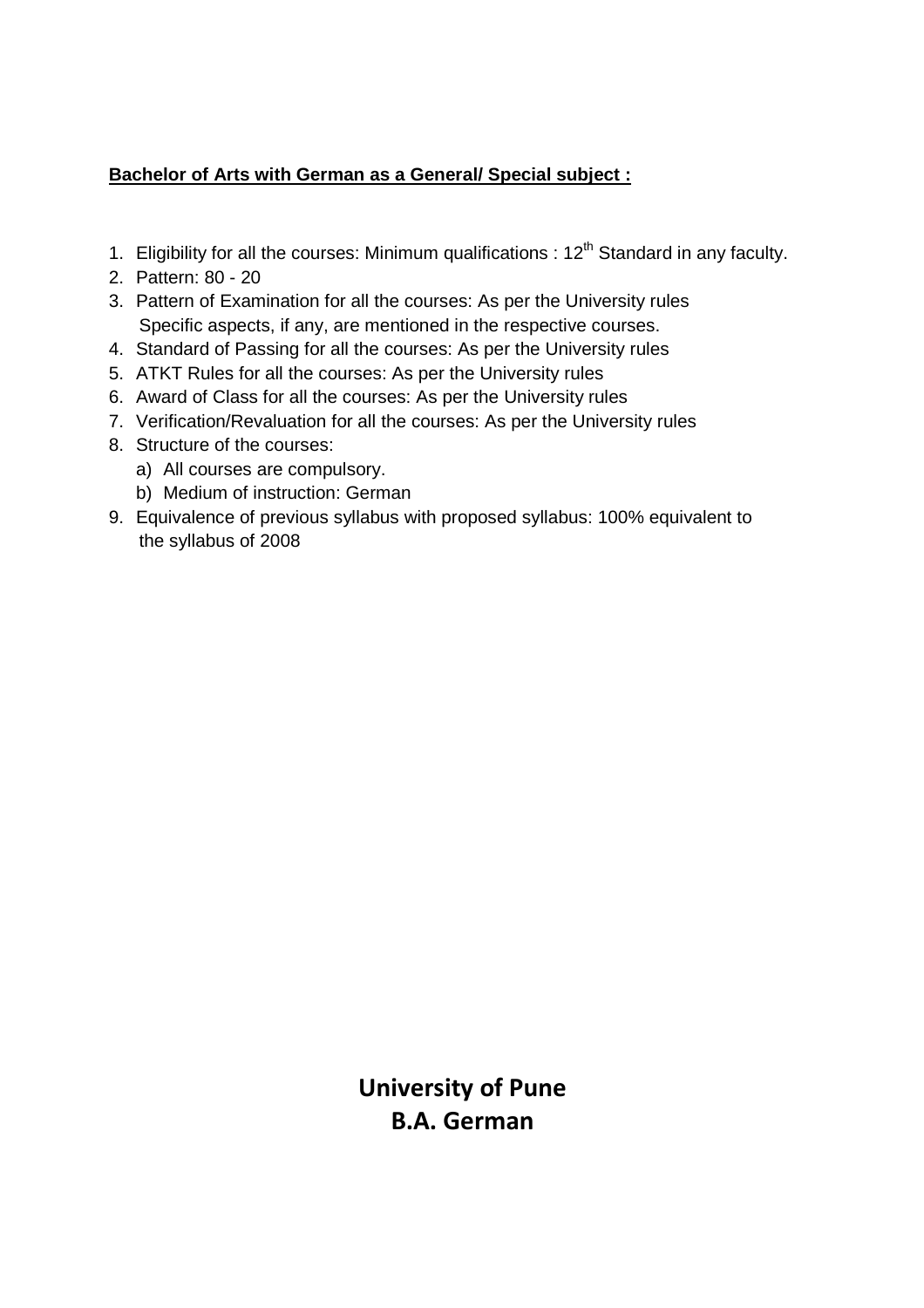**Bachelor of Arts with German as a General/ Special subject :**

1. Eligibility for all the courses: Minimum qualifications : 12$^{th}$ Standard in any faculty.
2. Pattern: 80 - 20
3. Pattern of Examination for all the courses: As per the University rules
   Specific aspects, if any, are mentioned in the respective courses.
4. Standard of Passing for all the courses: As per the University rules
5. ATKT Rules for all the courses: As per the University rules
6. Award of Class for all the courses: As per the University rules
7. Verification/Revaluation for all the courses: As per the University rules
8. Structure of the courses:
   a) All courses are compulsory.
   b) Medium of instruction: German
9. Equivalence of previous syllabus with proposed syllabus: 100% equivalent to the syllabus of 2008

**University of Pune**
**B.A. German**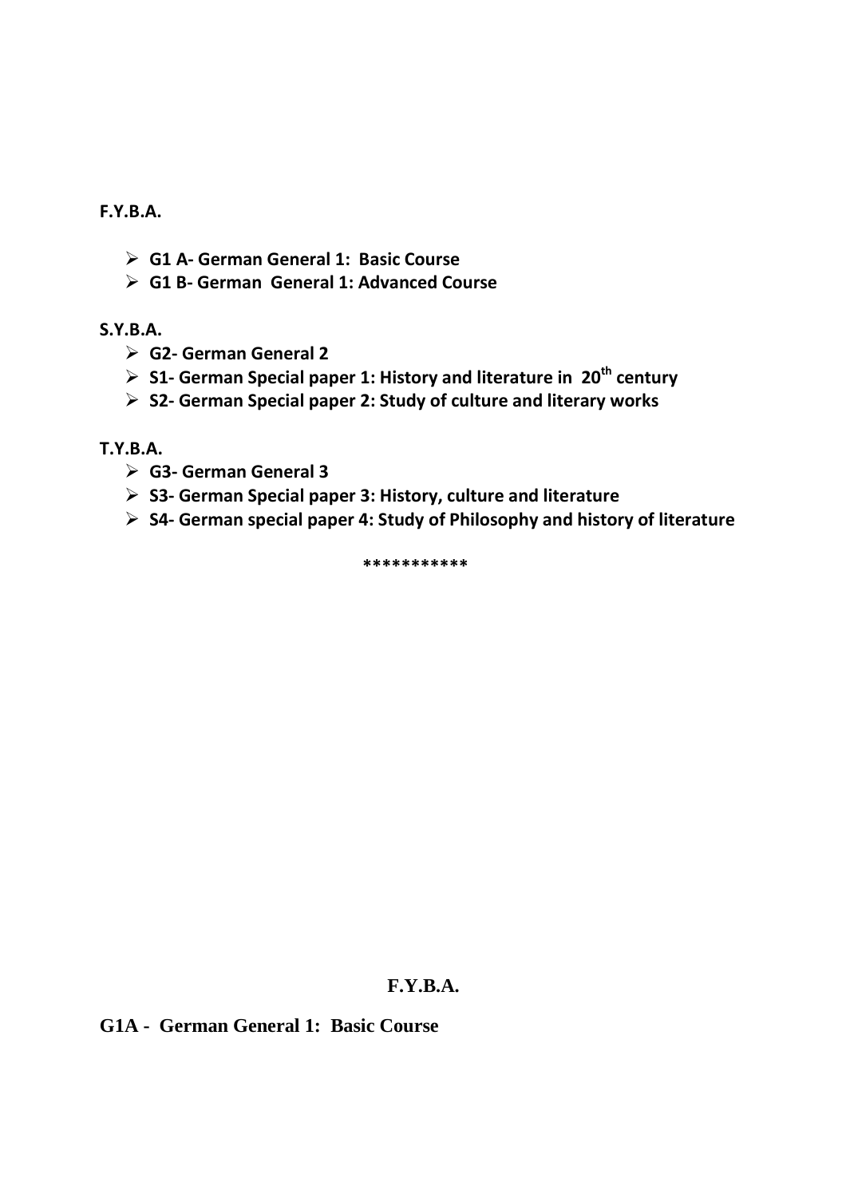**F.Y.B.A.**

- **G1 A- German General 1: Basic Course**
- **G1 B- German General 1: Advanced Course**

**S.Y.B.A.**

- **G2- German General 2**
- **S1- German Special paper 1: History and literature in 20th century**
- **S2- German Special paper 2: Study of culture and literary works**

**T.Y.B.A.**

- **G3- German General 3**
- **S3- German Special paper 3: History, culture and literature**
- **S4- German special paper 4: Study of Philosophy and history of literature**

***********

## F.Y.B.A.

### G1A - German General 1: Basic Course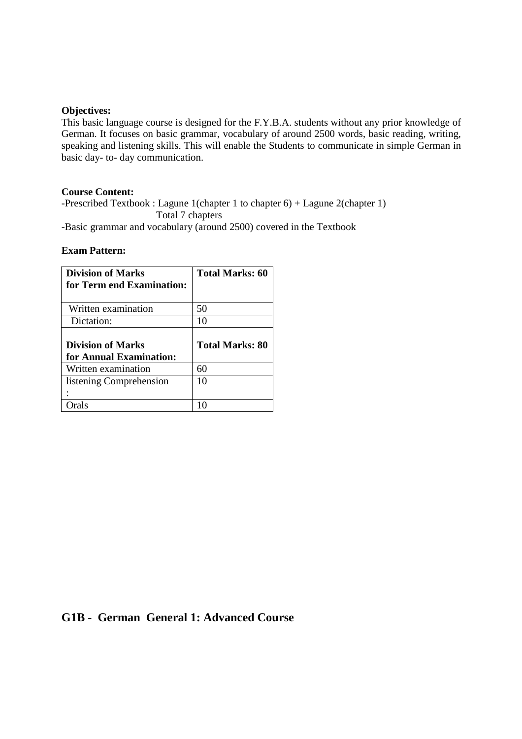**Objectives:**

This basic language course is designed for the F.Y.B.A. students without any prior knowledge of German. It focuses on basic grammar, vocabulary of around 2500 words, basic reading, writing, speaking and listening skills. This will enable the Students to communicate in simple German in basic day- to- day communication.

**Course Content:**

-Prescribed Textbook : Lagune 1(chapter 1 to chapter 6) + Lagune 2(chapter 1)
Total 7 chapters

-Basic grammar and vocabulary (around 2500) covered in the Textbook

**Exam Pattern:**

| **Division of Marks for Term end Examination:** | **Total Marks: 60** |
|---|---|
| Written examination | 50 |
| Dictation: | 10 |
| **Division of Marks for Annual Examination:** | **Total Marks: 80** |
| Written examination | 60 |
| listening Comprehension : | 10 |
| Orals | 10 |

## G1B - German General 1: Advanced Course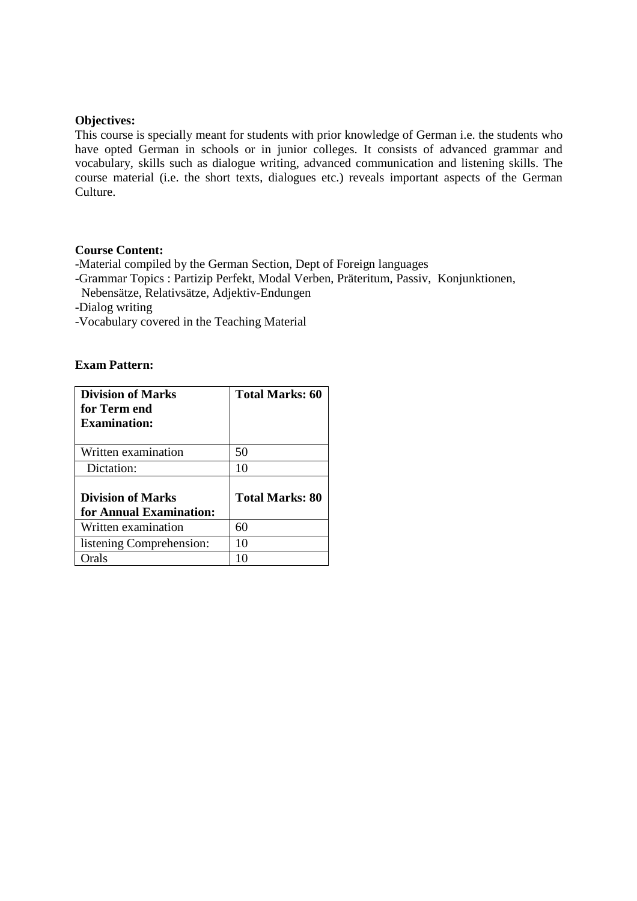**Objectives:**

This course is specially meant for students with prior knowledge of German i.e. the students who have opted German in schools or in junior colleges. It consists of advanced grammar and vocabulary, skills such as dialogue writing, advanced communication and listening skills. The course material (i.e. the short texts, dialogues etc.) reveals important aspects of the German Culture.

**Course Content:**

-Material compiled by the German Section, Dept of Foreign languages
-Grammar Topics : Partizip Perfekt, Modal Verben, Präteritum, Passiv, Konjunktionen, Nebensätze, Relativsätze, Adjektiv-Endungen
-Dialog writing
-Vocabulary covered in the Teaching Material

**Exam Pattern:**

| **Division of Marks for Term end Examination:** | **Total Marks: 60** |
|---|---|
| Written examination | 50 |
| Dictation: | 10 |
| **Division of Marks for Annual Examination:** | **Total Marks: 80** |
| Written examination | 60 |
| listening Comprehension: | 10 |
| Orals | 10 |